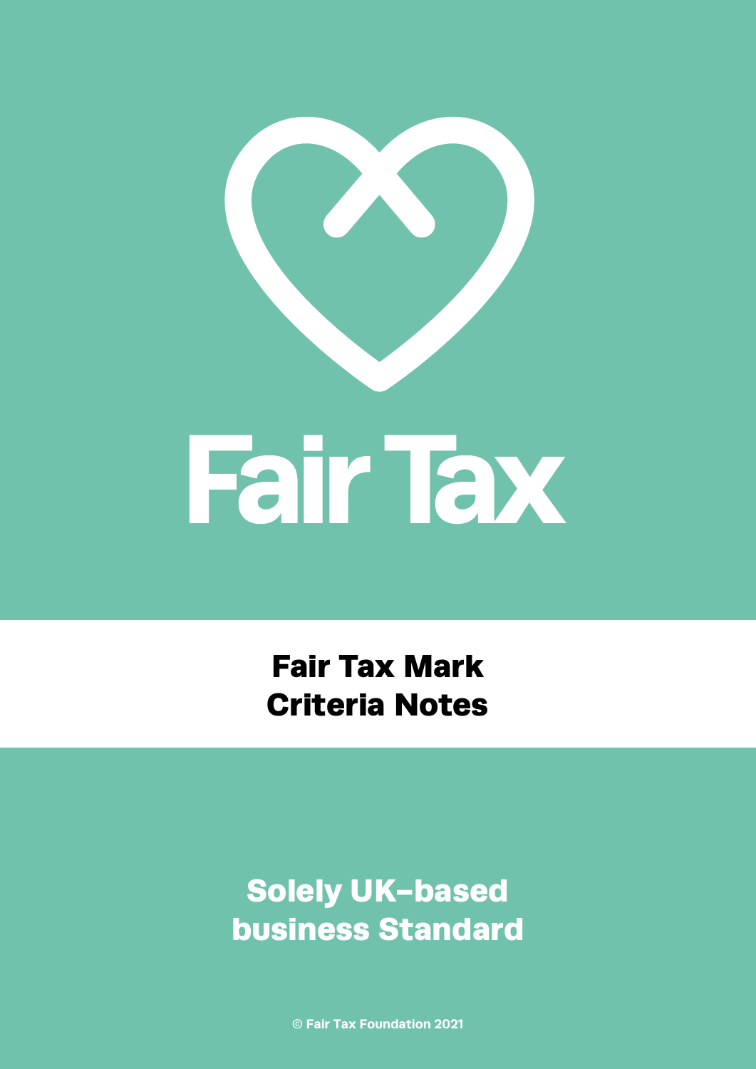# Fair Tax

## Fair Tax Mark Criteria Notes

## Solely UK-based business Standard

© Fair Tax Foundation 2021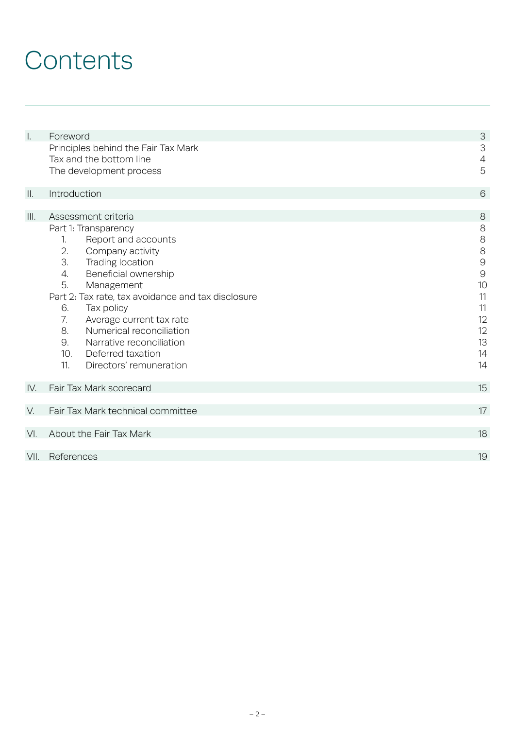# Contents

| | | |
|---|---|---|
| I. | Foreword | 3 |
| | Principles behind the Fair Tax Mark | 3 |
| | Tax and the bottom line | 4 |
| | The development process | 5 |
| II. | Introduction | 6 |
| III. | Assessment criteria | 8 |
| | Part 1: Transparency | 8 |
| | 1. Report and accounts | 8 |
| | 2. Company activity | 8 |
| | 3. Trading location | 9 |
| | 4. Beneficial ownership | 9 |
| | 5. Management | 10 |
| | Part 2: Tax rate, tax avoidance and tax disclosure | 11 |
| | 6. Tax policy | 11 |
| | 7. Average current tax rate | 12 |
| | 8. Numerical reconciliation | 12 |
| | 9. Narrative reconciliation | 13 |
| | 10. Deferred taxation | 14 |
| | 11. Directors' remuneration | 14 |
| IV. | Fair Tax Mark scorecard | 15 |
| V. | Fair Tax Mark technical committee | 17 |
| VI. | About the Fair Tax Mark | 18 |
| VII. | References | 19 |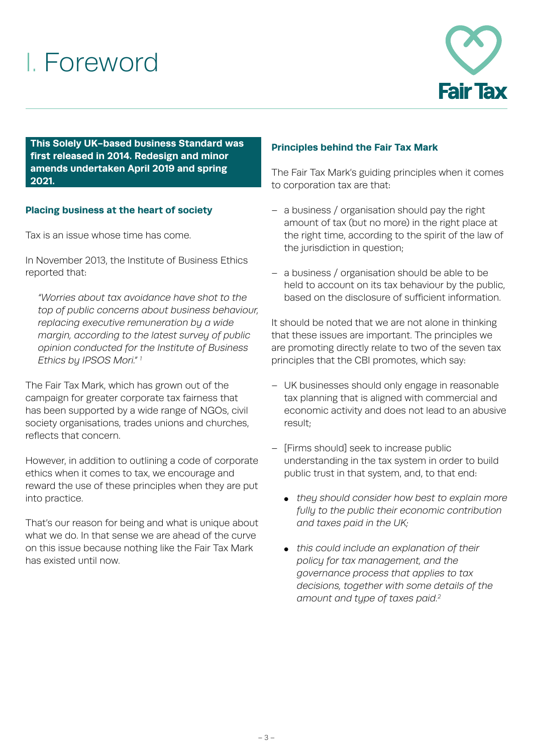# I. Foreword

**This Solely UK-based business Standard was first released in 2014. Redesign and minor amends undertaken April 2019 and spring 2021.**

### Placing business at the heart of society

Tax is an issue whose time has come.

In November 2013, the Institute of Business Ethics reported that:

> *"Worries about tax avoidance have shot to the top of public concerns about business behaviour, replacing executive remuneration by a wide margin, according to the latest survey of public opinion conducted for the Institute of Business Ethics by IPSOS Mori."* [1]

The Fair Tax Mark, which has grown out of the campaign for greater corporate tax fairness that has been supported by a wide range of NGOs, civil society organisations, trades unions and churches, reflects that concern.

However, in addition to outlining a code of corporate ethics when it comes to tax, we encourage and reward the use of these principles when they are put into practice.

That's our reason for being and what is unique about what we do. In that sense we are ahead of the curve on this issue because nothing like the Fair Tax Mark has existed until now.

### Principles behind the Fair Tax Mark

The Fair Tax Mark's guiding principles when it comes to corporation tax are that:

- a business / organisation should pay the right amount of tax (but no more) in the right place at the right time, according to the spirit of the law of the jurisdiction in question;
- a business / organisation should be able to be held to account on its tax behaviour by the public, based on the disclosure of sufficient information.

It should be noted that we are not alone in thinking that these issues are important. The principles we are promoting directly relate to two of the seven tax principles that the CBI promotes, which say:

- UK businesses should only engage in reasonable tax planning that is aligned with commercial and economic activity and does not lead to an abusive result;
- [Firms should] seek to increase public understanding in the tax system in order to build public trust in that system, and, to that end:
  - *they should consider how best to explain more fully to the public their economic contribution and taxes paid in the UK;*
  - *this could include an explanation of their policy for tax management, and the governance process that applies to tax decisions, together with some details of the amount and type of taxes paid.*[2]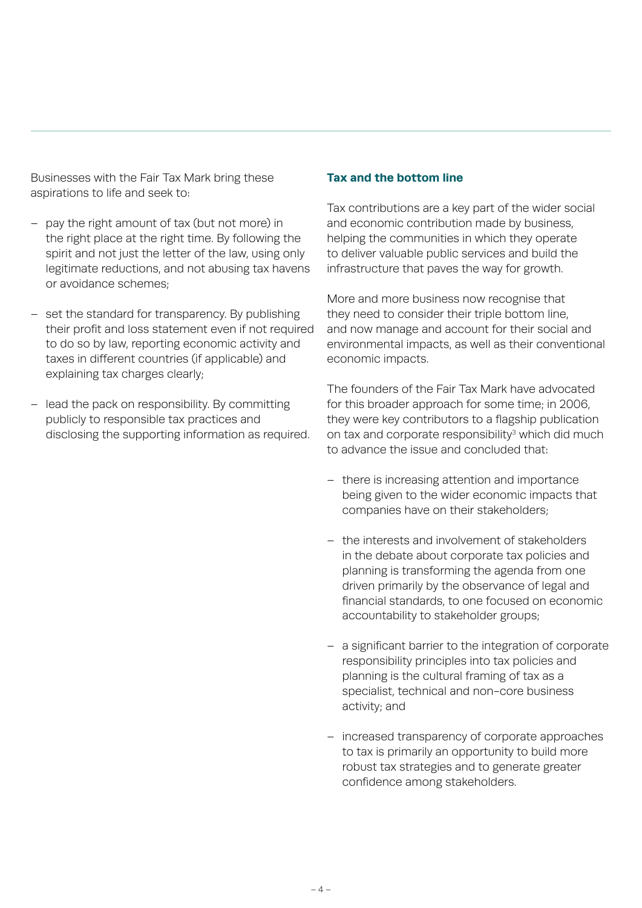Businesses with the Fair Tax Mark bring these aspirations to life and seek to:

- pay the right amount of tax (but not more) in the right place at the right time. By following the spirit and not just the letter of the law, using only legitimate reductions, and not abusing tax havens or avoidance schemes;
- set the standard for transparency. By publishing their profit and loss statement even if not required to do so by law, reporting economic activity and taxes in different countries (if applicable) and explaining tax charges clearly;
- lead the pack on responsibility. By committing publicly to responsible tax practices and disclosing the supporting information as required.

## Tax and the bottom line

Tax contributions are a key part of the wider social and economic contribution made by business, helping the communities in which they operate to deliver valuable public services and build the infrastructure that paves the way for growth.

More and more business now recognise that they need to consider their triple bottom line, and now manage and account for their social and environmental impacts, as well as their conventional economic impacts.

The founders of the Fair Tax Mark have advocated for this broader approach for some time; in 2006, they were key contributors to a flagship publication on tax and corporate responsibility[3] which did much to advance the issue and concluded that:

- there is increasing attention and importance being given to the wider economic impacts that companies have on their stakeholders;
- the interests and involvement of stakeholders in the debate about corporate tax policies and planning is transforming the agenda from one driven primarily by the observance of legal and financial standards, to one focused on economic accountability to stakeholder groups;
- a significant barrier to the integration of corporate responsibility principles into tax policies and planning is the cultural framing of tax as a specialist, technical and non-core business activity; and
- increased transparency of corporate approaches to tax is primarily an opportunity to build more robust tax strategies and to generate greater confidence among stakeholders.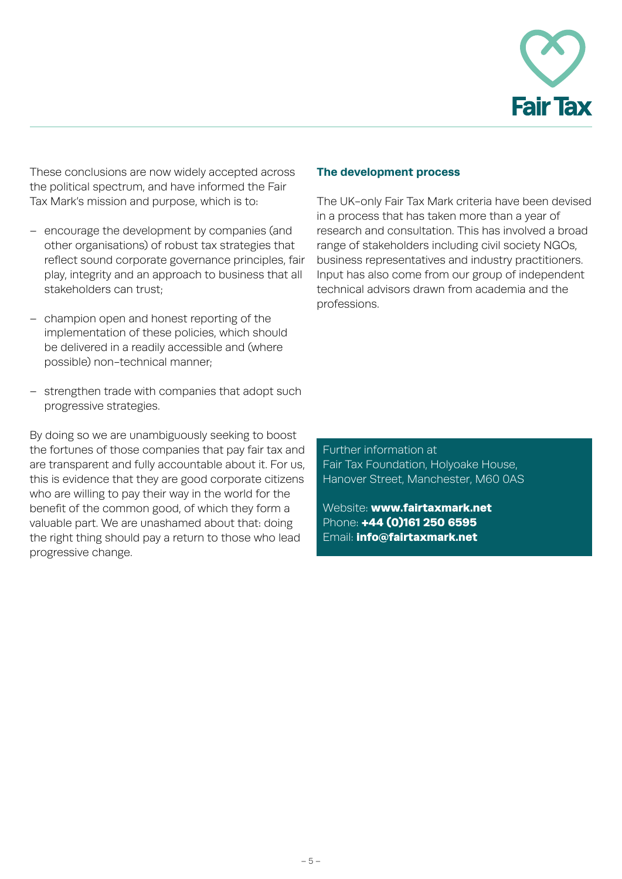These conclusions are now widely accepted across the political spectrum, and have informed the Fair Tax Mark's mission and purpose, which is to:

- encourage the development by companies (and other organisations) of robust tax strategies that reflect sound corporate governance principles, fair play, integrity and an approach to business that all stakeholders can trust;
- champion open and honest reporting of the implementation of these policies, which should be delivered in a readily accessible and (where possible) non-technical manner;
- strengthen trade with companies that adopt such progressive strategies.

By doing so we are unambiguously seeking to boost the fortunes of those companies that pay fair tax and are transparent and fully accountable about it. For us, this is evidence that they are good corporate citizens who are willing to pay their way in the world for the benefit of the common good, of which they form a valuable part. We are unashamed about that: doing the right thing should pay a return to those who lead progressive change.

### The development process

The UK-only Fair Tax Mark criteria have been devised in a process that has taken more than a year of research and consultation. This has involved a broad range of stakeholders including civil society NGOs, business representatives and industry practitioners. Input has also come from our group of independent technical advisors drawn from academia and the professions.

Further information at
Fair Tax Foundation, Holyoake House,
Hanover Street, Manchester, M60 0AS

Website: **www.fairtaxmark.net**
Phone: **+44 (0)161 250 6595**
Email: **info@fairtaxmark.net**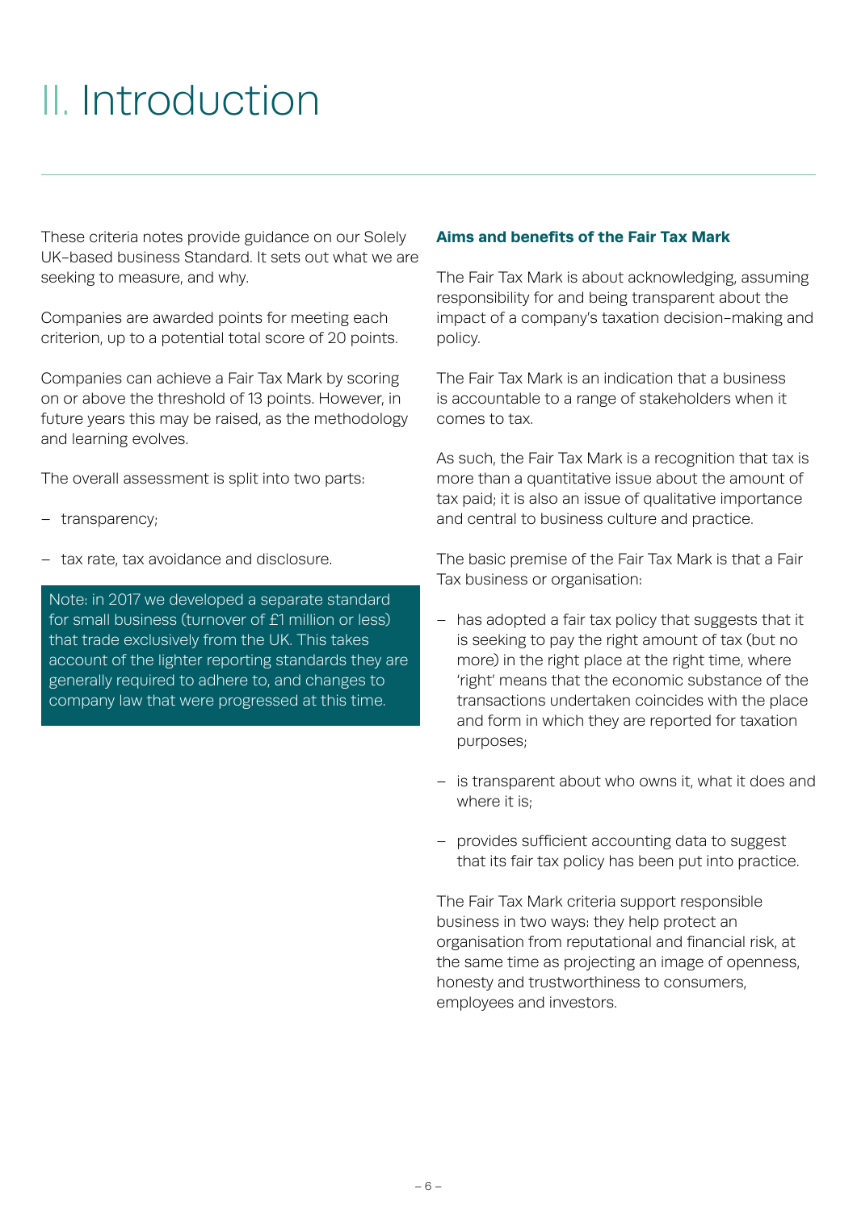# II. Introduction

These criteria notes provide guidance on our Solely UK-based business Standard. It sets out what we are seeking to measure, and why.

Companies are awarded points for meeting each criterion, up to a potential total score of 20 points.

Companies can achieve a Fair Tax Mark by scoring on or above the threshold of 13 points. However, in future years this may be raised, as the methodology and learning evolves.

The overall assessment is split into two parts:

- transparency;
- tax rate, tax avoidance and disclosure.

> Note: in 2017 we developed a separate standard for small business (turnover of £1 million or less) that trade exclusively from the UK. This takes account of the lighter reporting standards they are generally required to adhere to, and changes to company law that were progressed at this time.

### Aims and benefits of the Fair Tax Mark

The Fair Tax Mark is about acknowledging, assuming responsibility for and being transparent about the impact of a company's taxation decision-making and policy.

The Fair Tax Mark is an indication that a business is accountable to a range of stakeholders when it comes to tax.

As such, the Fair Tax Mark is a recognition that tax is more than a quantitative issue about the amount of tax paid; it is also an issue of qualitative importance and central to business culture and practice.

The basic premise of the Fair Tax Mark is that a Fair Tax business or organisation:

- has adopted a fair tax policy that suggests that it is seeking to pay the right amount of tax (but no more) in the right place at the right time, where 'right' means that the economic substance of the transactions undertaken coincides with the place and form in which they are reported for taxation purposes;
- is transparent about who owns it, what it does and where it is;
- provides sufficient accounting data to suggest that its fair tax policy has been put into practice.

The Fair Tax Mark criteria support responsible business in two ways: they help protect an organisation from reputational and financial risk, at the same time as projecting an image of openness, honesty and trustworthiness to consumers, employees and investors.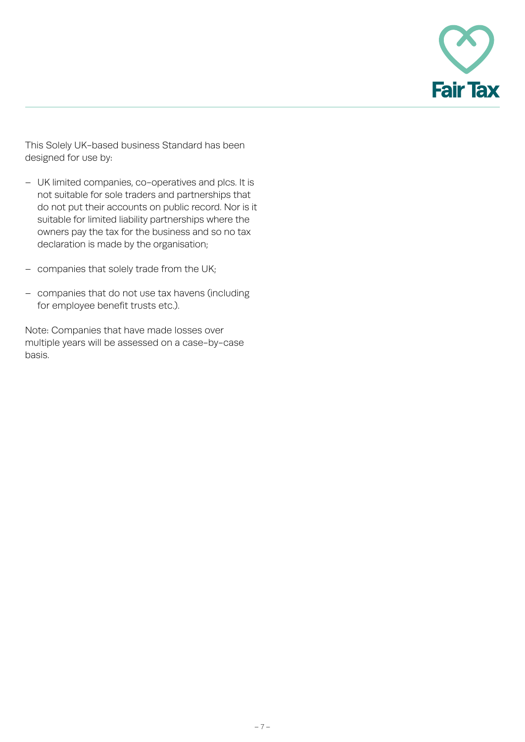This Solely UK-based business Standard has been designed for use by:

- UK limited companies, co-operatives and plcs. It is not suitable for sole traders and partnerships that do not put their accounts on public record. Nor is it suitable for limited liability partnerships where the owners pay the tax for the business and so no tax declaration is made by the organisation;
- companies that solely trade from the UK;
- companies that do not use tax havens (including for employee benefit trusts etc.).

Note: Companies that have made losses over multiple years will be assessed on a case-by-case basis.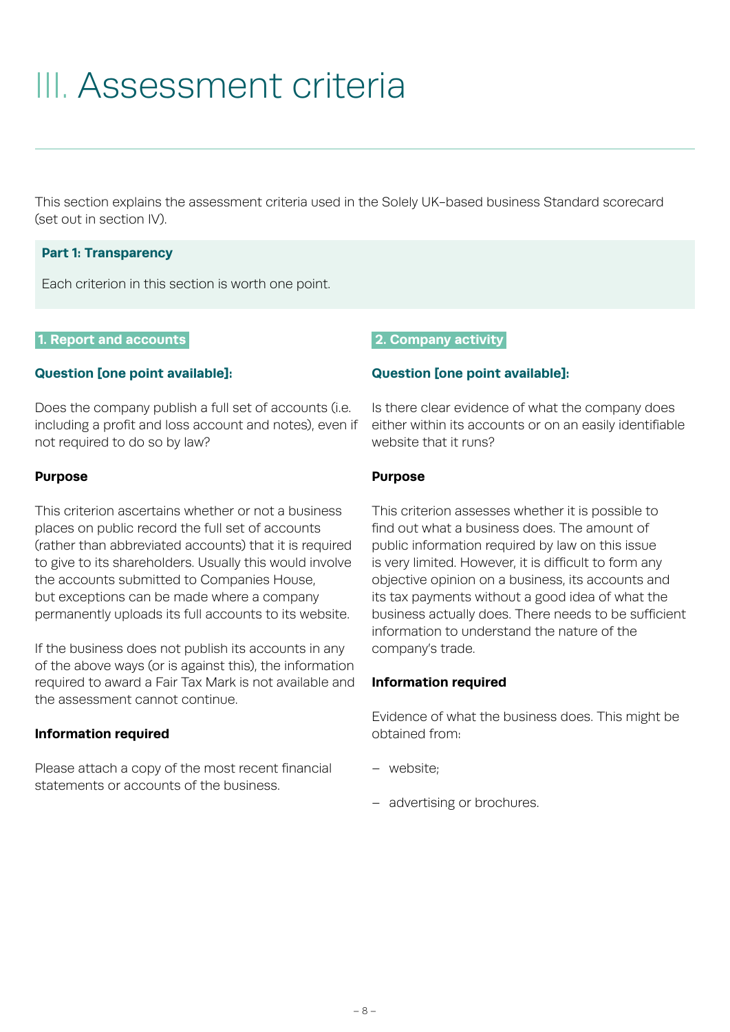# III. Assessment criteria

This section explains the assessment criteria used in the Solely UK-based business Standard scorecard (set out in section IV).

**Part 1: Transparency**

Each criterion in this section is worth one point.

### 1. Report and accounts

**Question [one point available]:**

Does the company publish a full set of accounts (i.e. including a profit and loss account and notes), even if not required to do so by law?

**Purpose**

This criterion ascertains whether or not a business places on public record the full set of accounts (rather than abbreviated accounts) that it is required to give to its shareholders. Usually this would involve the accounts submitted to Companies House, but exceptions can be made where a company permanently uploads its full accounts to its website.

If the business does not publish its accounts in any of the above ways (or is against this), the information required to award a Fair Tax Mark is not available and the assessment cannot continue.

**Information required**

Please attach a copy of the most recent financial statements or accounts of the business.

### 2. Company activity

**Question [one point available]:**

Is there clear evidence of what the company does either within its accounts or on an easily identifiable website that it runs?

**Purpose**

This criterion assesses whether it is possible to find out what a business does. The amount of public information required by law on this issue is very limited. However, it is difficult to form any objective opinion on a business, its accounts and its tax payments without a good idea of what the business actually does. There needs to be sufficient information to understand the nature of the company's trade.

**Information required**

Evidence of what the business does. This might be obtained from:

- website;
- advertising or brochures.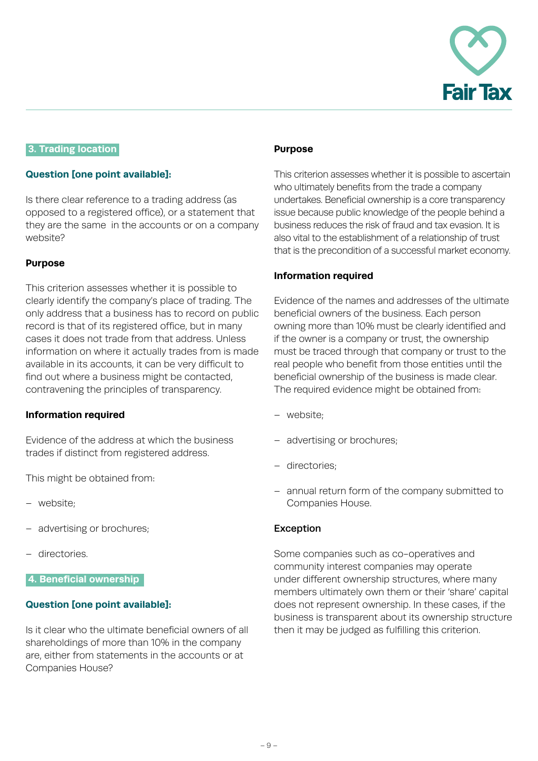## 3. Trading location

**Question [one point available]:**

Is there clear reference to a trading address (as opposed to a registered office), or a statement that they are the same in the accounts or on a company website?

**Purpose**

This criterion assesses whether it is possible to clearly identify the company's place of trading. The only address that a business has to record on public record is that of its registered office, but in many cases it does not trade from that address. Unless information on where it actually trades from is made available in its accounts, it can be very difficult to find out where a business might be contacted, contravening the principles of transparency.

**Information required**

Evidence of the address at which the business trades if distinct from registered address.

This might be obtained from:

- website;
- advertising or brochures;
- directories.

## 4. Beneficial ownership

**Question [one point available]:**

Is it clear who the ultimate beneficial owners of all shareholdings of more than 10% in the company are, either from statements in the accounts or at Companies House?

**Purpose**

This criterion assesses whether it is possible to ascertain who ultimately benefits from the trade a company undertakes. Beneficial ownership is a core transparency issue because public knowledge of the people behind a business reduces the risk of fraud and tax evasion. It is also vital to the establishment of a relationship of trust that is the precondition of a successful market economy.

**Information required**

Evidence of the names and addresses of the ultimate beneficial owners of the business. Each person owning more than 10% must be clearly identified and if the owner is a company or trust, the ownership must be traced through that company or trust to the real people who benefit from those entities until the beneficial ownership of the business is made clear. The required evidence might be obtained from:

- website;
- advertising or brochures;
- directories;
- annual return form of the company submitted to Companies House.

**Exception**

Some companies such as co-operatives and community interest companies may operate under different ownership structures, where many members ultimately own them or their 'share' capital does not represent ownership. In these cases, if the business is transparent about its ownership structure then it may be judged as fulfilling this criterion.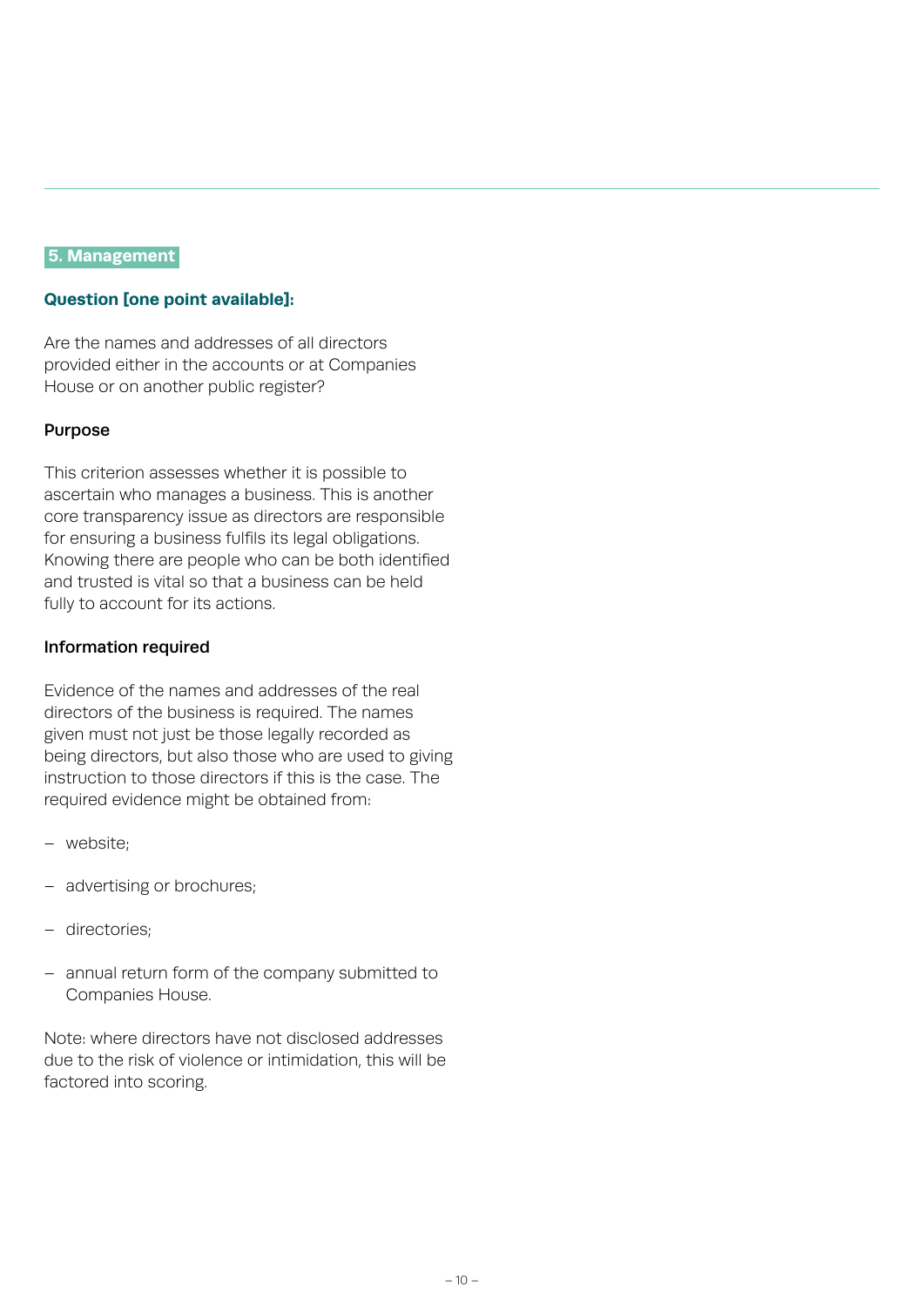## 5. Management

**Question [one point available]:**

Are the names and addresses of all directors provided either in the accounts or at Companies House or on another public register?

### Purpose

This criterion assesses whether it is possible to ascertain who manages a business. This is another core transparency issue as directors are responsible for ensuring a business fulfils its legal obligations. Knowing there are people who can be both identified and trusted is vital so that a business can be held fully to account for its actions.

### Information required

Evidence of the names and addresses of the real directors of the business is required. The names given must not just be those legally recorded as being directors, but also those who are used to giving instruction to those directors if this is the case. The required evidence might be obtained from:

- website;
- advertising or brochures;
- directories;
- annual return form of the company submitted to Companies House.

Note: where directors have not disclosed addresses due to the risk of violence or intimidation, this will be factored into scoring.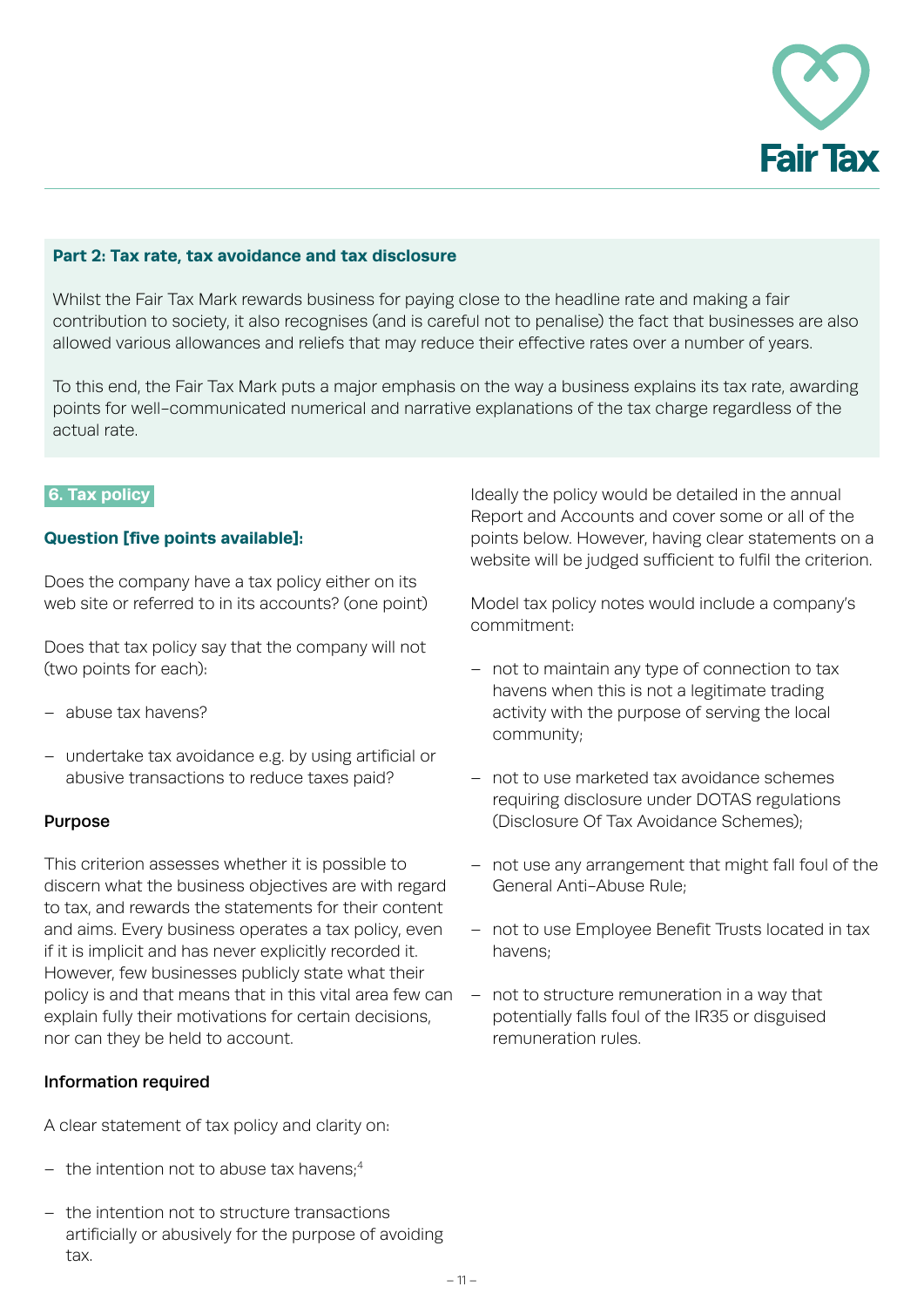## Part 2: Tax rate, tax avoidance and tax disclosure

Whilst the Fair Tax Mark rewards business for paying close to the headline rate and making a fair contribution to society, it also recognises (and is careful not to penalise) the fact that businesses are also allowed various allowances and reliefs that may reduce their effective rates over a number of years.

To this end, the Fair Tax Mark puts a major emphasis on the way a business explains its tax rate, awarding points for well-communicated numerical and narrative explanations of the tax charge regardless of the actual rate.

### 6. Tax policy

**Question [five points available]:**

Does the company have a tax policy either on its web site or referred to in its accounts? (one point)

Does that tax policy say that the company will not (two points for each):

- abuse tax havens?
- undertake tax avoidance e.g. by using artificial or abusive transactions to reduce taxes paid?

**Purpose**

This criterion assesses whether it is possible to discern what the business objectives are with regard to tax, and rewards the statements for their content and aims. Every business operates a tax policy, even if it is implicit and has never explicitly recorded it. However, few businesses publicly state what their policy is and that means that in this vital area few can explain fully their motivations for certain decisions, nor can they be held to account.

**Information required**

A clear statement of tax policy and clarity on:

- the intention not to abuse tax havens;[4]
- the intention not to structure transactions artificially or abusively for the purpose of avoiding tax.

Ideally the policy would be detailed in the annual Report and Accounts and cover some or all of the points below. However, having clear statements on a website will be judged sufficient to fulfil the criterion.

Model tax policy notes would include a company's commitment:

- not to maintain any type of connection to tax havens when this is not a legitimate trading activity with the purpose of serving the local community;
- not to use marketed tax avoidance schemes requiring disclosure under DOTAS regulations (Disclosure Of Tax Avoidance Schemes);
- not use any arrangement that might fall foul of the General Anti-Abuse Rule;
- not to use Employee Benefit Trusts located in tax havens;
- not to structure remuneration in a way that potentially falls foul of the IR35 or disguised remuneration rules.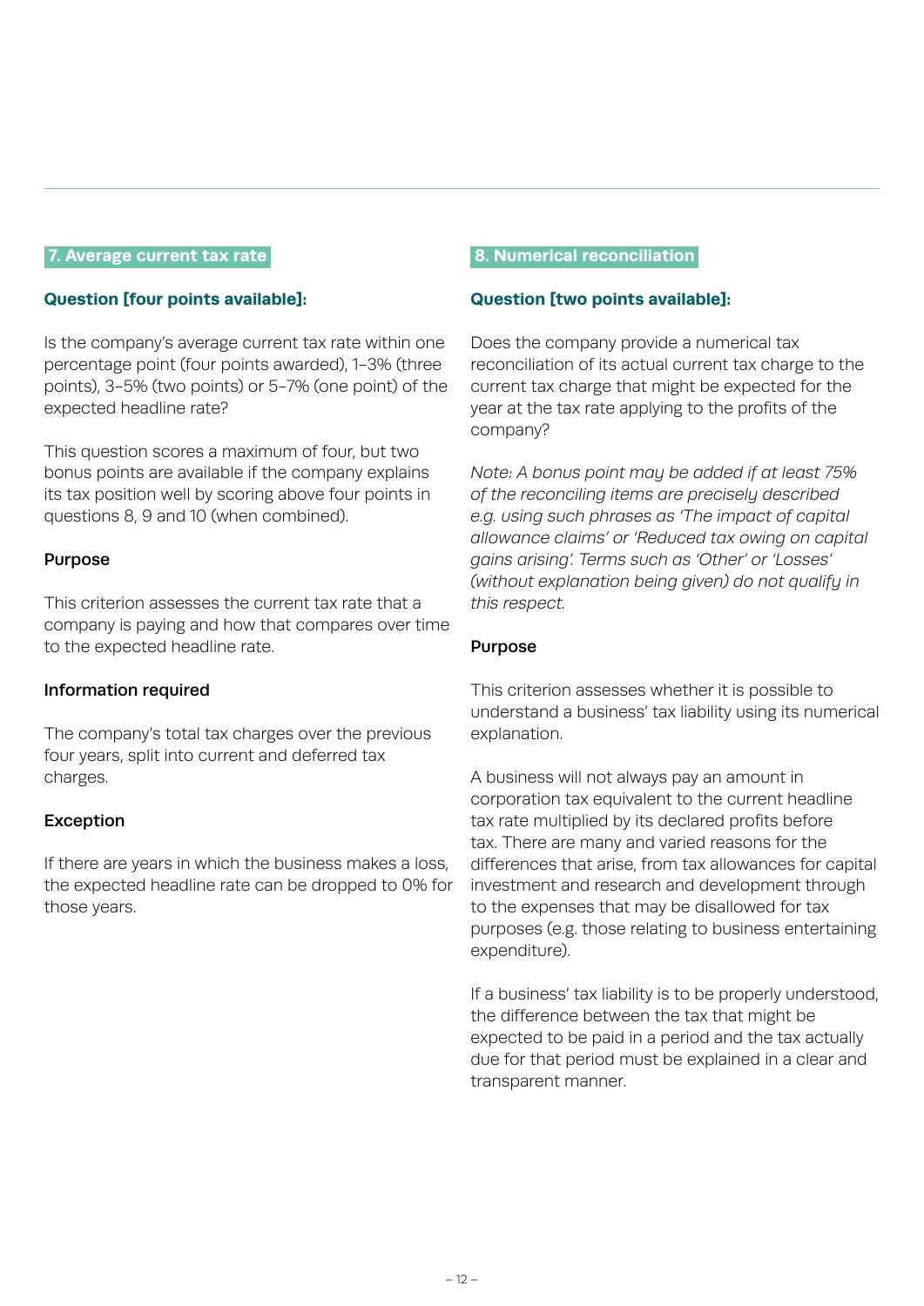## 7. Average current tax rate

**Question [four points available]:**

Is the company's average current tax rate within one percentage point (four points awarded), 1–3% (three points), 3–5% (two points) or 5–7% (one point) of the expected headline rate?

This question scores a maximum of four, but two bonus points are available if the company explains its tax position well by scoring above four points in questions 8, 9 and 10 (when combined).

**Purpose**

This criterion assesses the current tax rate that a company is paying and how that compares over time to the expected headline rate.

**Information required**

The company's total tax charges over the previous four years, split into current and deferred tax charges.

**Exception**

If there are years in which the business makes a loss, the expected headline rate can be dropped to 0% for those years.

## 8. Numerical reconciliation

**Question [two points available]:**

Does the company provide a numerical tax reconciliation of its actual current tax charge to the current tax charge that might be expected for the year at the tax rate applying to the profits of the company?

*Note: A bonus point may be added if at least 75% of the reconciling items are precisely described e.g. using such phrases as 'The impact of capital allowance claims' or 'Reduced tax owing on capital gains arising'. Terms such as 'Other' or 'Losses' (without explanation being given) do not qualify in this respect.*

**Purpose**

This criterion assesses whether it is possible to understand a business' tax liability using its numerical explanation.

A business will not always pay an amount in corporation tax equivalent to the current headline tax rate multiplied by its declared profits before tax. There are many and varied reasons for the differences that arise, from tax allowances for capital investment and research and development through to the expenses that may be disallowed for tax purposes (e.g. those relating to business entertaining expenditure).

If a business' tax liability is to be properly understood, the difference between the tax that might be expected to be paid in a period and the tax actually due for that period must be explained in a clear and transparent manner.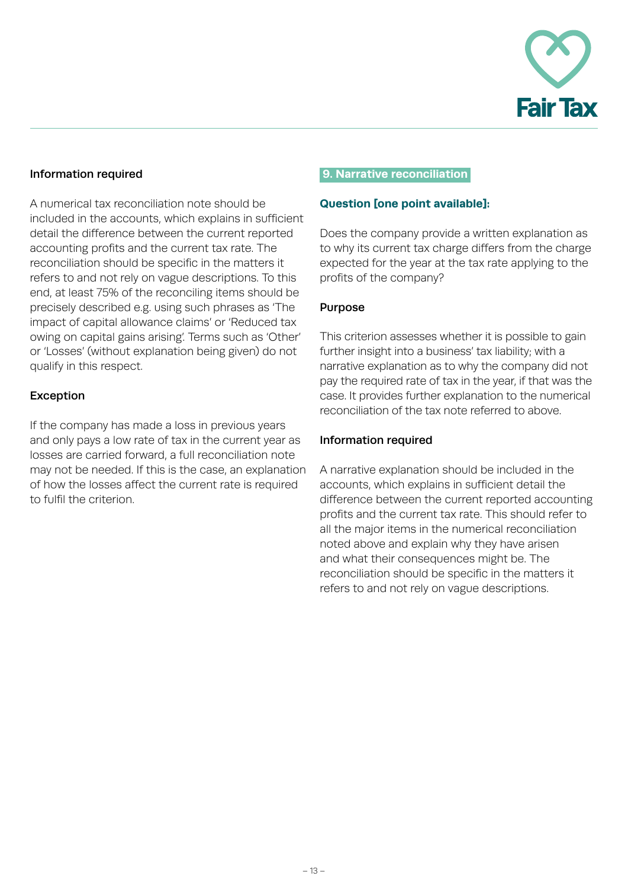### Information required

A numerical tax reconciliation note should be included in the accounts, which explains in sufficient detail the difference between the current reported accounting profits and the current tax rate. The reconciliation should be specific in the matters it refers to and not rely on vague descriptions. To this end, at least 75% of the reconciling items should be precisely described e.g. using such phrases as 'The impact of capital allowance claims' or 'Reduced tax owing on capital gains arising'. Terms such as 'Other' or 'Losses' (without explanation being given) do not qualify in this respect.

### Exception

If the company has made a loss in previous years and only pays a low rate of tax in the current year as losses are carried forward, a full reconciliation note may not be needed. If this is the case, an explanation of how the losses affect the current rate is required to fulfil the criterion.

## 9. Narrative reconciliation

**Question [one point available]:**

Does the company provide a written explanation as to why its current tax charge differs from the charge expected for the year at the tax rate applying to the profits of the company?

### Purpose

This criterion assesses whether it is possible to gain further insight into a business' tax liability; with a narrative explanation as to why the company did not pay the required rate of tax in the year, if that was the case. It provides further explanation to the numerical reconciliation of the tax note referred to above.

### Information required

A narrative explanation should be included in the accounts, which explains in sufficient detail the difference between the current reported accounting profits and the current tax rate. This should refer to all the major items in the numerical reconciliation noted above and explain why they have arisen and what their consequences might be. The reconciliation should be specific in the matters it refers to and not rely on vague descriptions.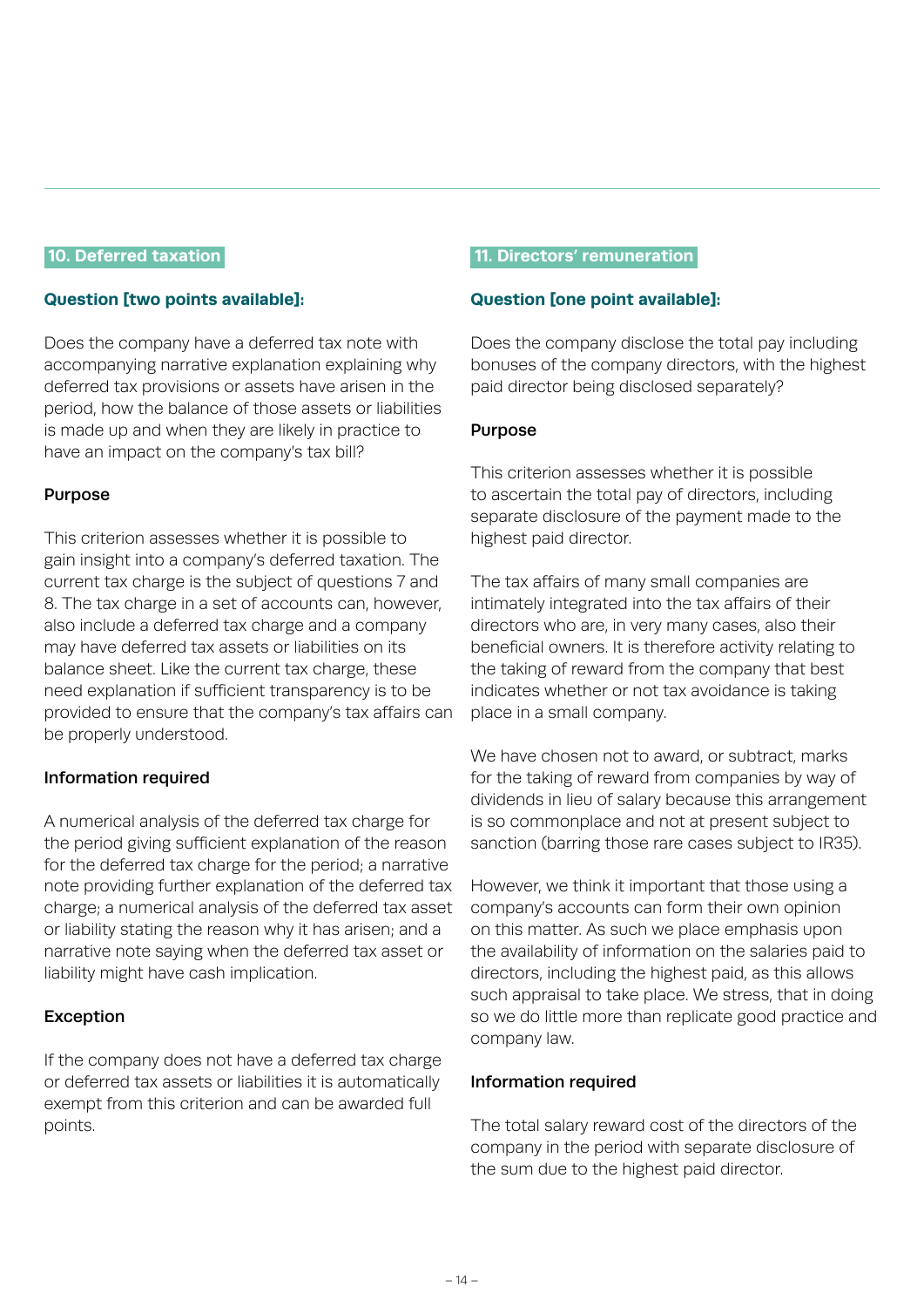## 10. Deferred taxation

**Question [two points available]:**

Does the company have a deferred tax note with accompanying narrative explanation explaining why deferred tax provisions or assets have arisen in the period, how the balance of those assets or liabilities is made up and when they are likely in practice to have an impact on the company's tax bill?

### Purpose

This criterion assesses whether it is possible to gain insight into a company's deferred taxation. The current tax charge is the subject of questions 7 and 8. The tax charge in a set of accounts can, however, also include a deferred tax charge and a company may have deferred tax assets or liabilities on its balance sheet. Like the current tax charge, these need explanation if sufficient transparency is to be provided to ensure that the company's tax affairs can be properly understood.

### Information required

A numerical analysis of the deferred tax charge for the period giving sufficient explanation of the reason for the deferred tax charge for the period; a narrative note providing further explanation of the deferred tax charge; a numerical analysis of the deferred tax asset or liability stating the reason why it has arisen; and a narrative note saying when the deferred tax asset or liability might have cash implication.

### Exception

If the company does not have a deferred tax charge or deferred tax assets or liabilities it is automatically exempt from this criterion and can be awarded full points.

## 11. Directors' remuneration

**Question [one point available]:**

Does the company disclose the total pay including bonuses of the company directors, with the highest paid director being disclosed separately?

### Purpose

This criterion assesses whether it is possible to ascertain the total pay of directors, including separate disclosure of the payment made to the highest paid director.

The tax affairs of many small companies are intimately integrated into the tax affairs of their directors who are, in very many cases, also their beneficial owners. It is therefore activity relating to the taking of reward from the company that best indicates whether or not tax avoidance is taking place in a small company.

We have chosen not to award, or subtract, marks for the taking of reward from companies by way of dividends in lieu of salary because this arrangement is so commonplace and not at present subject to sanction (barring those rare cases subject to IR35).

However, we think it important that those using a company's accounts can form their own opinion on this matter. As such we place emphasis upon the availability of information on the salaries paid to directors, including the highest paid, as this allows such appraisal to take place. We stress, that in doing so we do little more than replicate good practice and company law.

### Information required

The total salary reward cost of the directors of the company in the period with separate disclosure of the sum due to the highest paid director.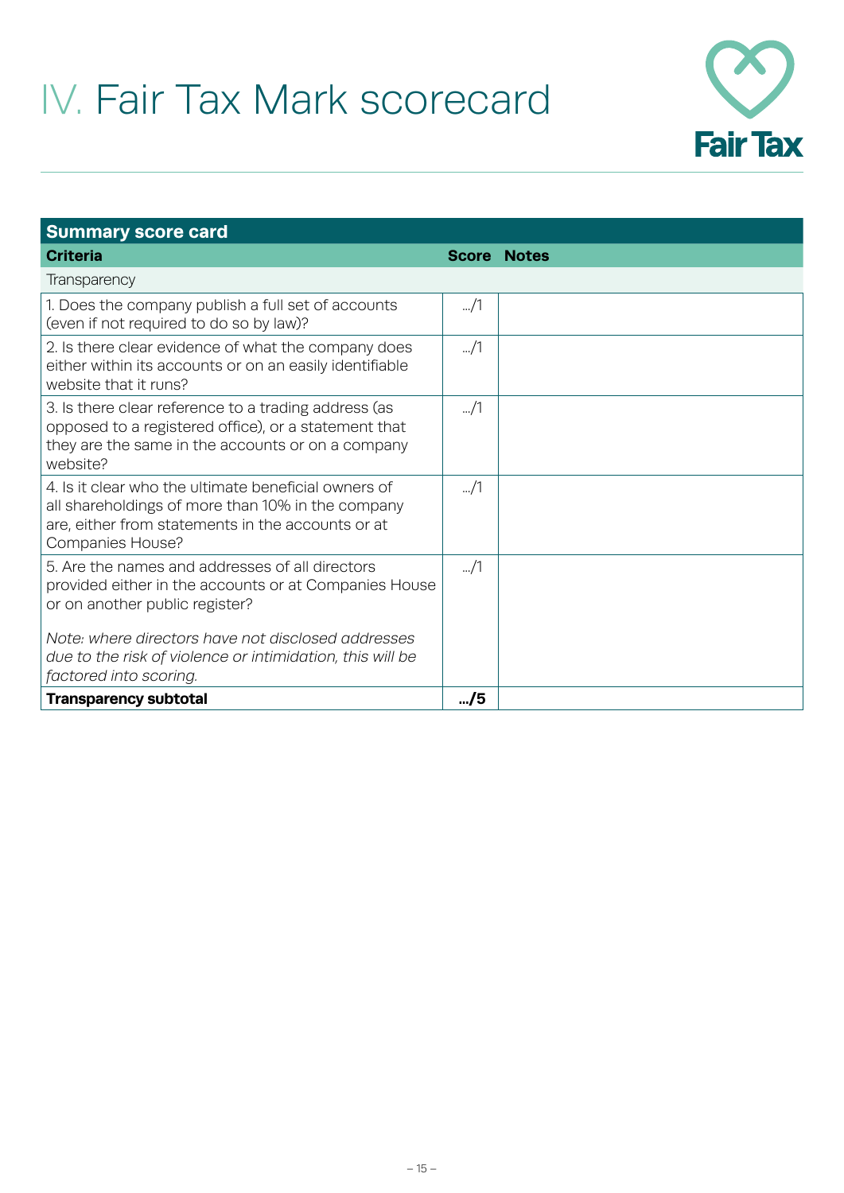# IV. Fair Tax Mark scorecard

| Summary score card | | |
|---|---|---|
| **Criteria** | **Score** | **Notes** |
| Transparency | | |
| 1. Does the company publish a full set of accounts (even if not required to do so by law)? | …/1 | |
| 2. Is there clear evidence of what the company does either within its accounts or on an easily identifiable website that it runs? | …/1 | |
| 3. Is there clear reference to a trading address (as opposed to a registered office), or a statement that they are the same in the accounts or on a company website? | …/1 | |
| 4. Is it clear who the ultimate beneficial owners of all shareholdings of more than 10% in the company are, either from statements in the accounts or at Companies House? | …/1 | |
| 5. Are the names and addresses of all directors provided either in the accounts or at Companies House or on another public register? *Note: where directors have not disclosed addresses due to the risk of violence or intimidation, this will be factored into scoring.* | …/1 | |
| **Transparency subtotal** | **…/5** | |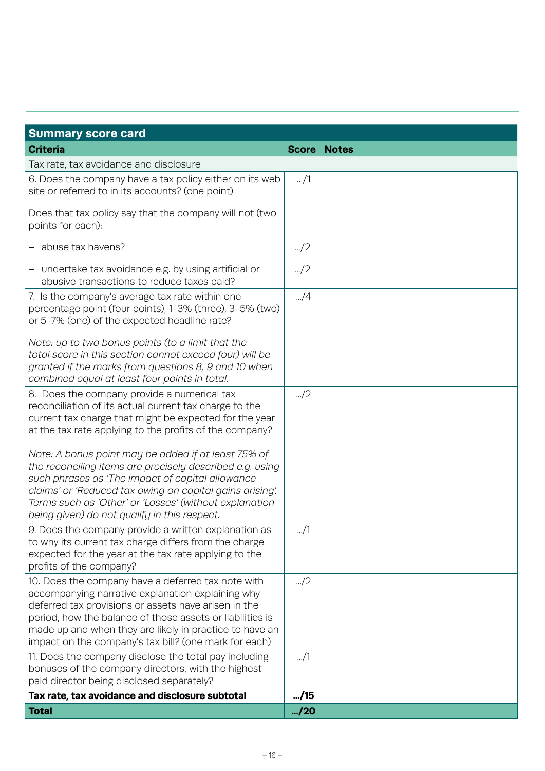## Summary score card

| Criteria | Score | Notes |
|---|---|---|
| Tax rate, tax avoidance and disclosure | | |
| 6. Does the company have a tax policy either on its web site or referred to in its accounts? (one point) | .../1 | |
| Does that tax policy say that the company will not (two points for each): | | |
| – abuse tax havens? | .../2 | |
| – undertake tax avoidance e.g. by using artificial or abusive transactions to reduce taxes paid? | .../2 | |
| 7. Is the company's average tax rate within one percentage point (four points), 1–3% (three), 3–5% (two) or 5–7% (one) of the expected headline rate?<br><br>*Note: up to two bonus points (to a limit that the total score in this section cannot exceed four) will be granted if the marks from questions 8, 9 and 10 when combined equal at least four points in total.* | .../4 | |
| 8. Does the company provide a numerical tax reconciliation of its actual current tax charge to the current tax charge that might be expected for the year at the tax rate applying to the profits of the company?<br><br>*Note: A bonus point may be added if at least 75% of the reconciling items are precisely described e.g. using such phrases as 'The impact of capital allowance claims' or 'Reduced tax owing on capital gains arising'. Terms such as 'Other' or 'Losses' (without explanation being given) do not qualify in this respect.* | .../2 | |
| 9. Does the company provide a written explanation as to why its current tax charge differs from the charge expected for the year at the tax rate applying to the profits of the company? | .../1 | |
| 10. Does the company have a deferred tax note with accompanying narrative explanation explaining why deferred tax provisions or assets have arisen in the period, how the balance of those assets or liabilities is made up and when they are likely in practice to have an impact on the company's tax bill? (one mark for each) | .../2 | |
| 11. Does the company disclose the total pay including bonuses of the company directors, with the highest paid director being disclosed separately? | .../1 | |
| **Tax rate, tax avoidance and disclosure subtotal** | **.../15** | |
| **Total** | **.../20** | |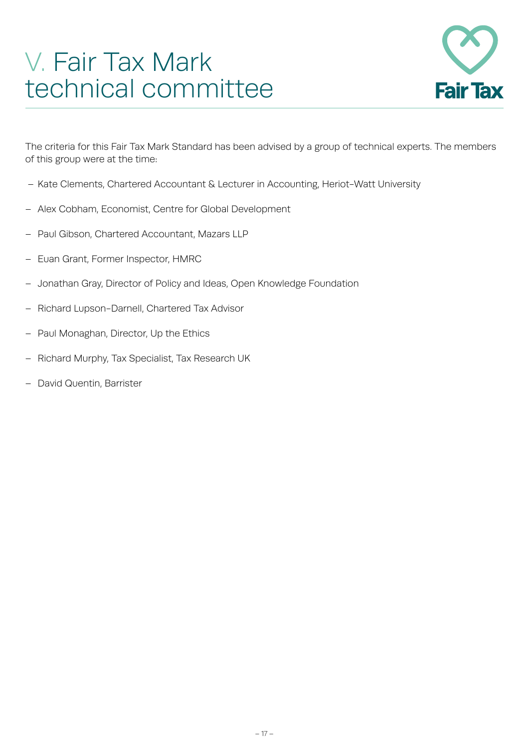# V. Fair Tax Mark technical committee

The criteria for this Fair Tax Mark Standard has been advised by a group of technical experts. The members of this group were at the time:

- Kate Clements, Chartered Accountant & Lecturer in Accounting, Heriot-Watt University
- Alex Cobham, Economist, Centre for Global Development
- Paul Gibson, Chartered Accountant, Mazars LLP
- Euan Grant, Former Inspector, HMRC
- Jonathan Gray, Director of Policy and Ideas, Open Knowledge Foundation
- Richard Lupson-Darnell, Chartered Tax Advisor
- Paul Monaghan, Director, Up the Ethics
- Richard Murphy, Tax Specialist, Tax Research UK
- David Quentin, Barrister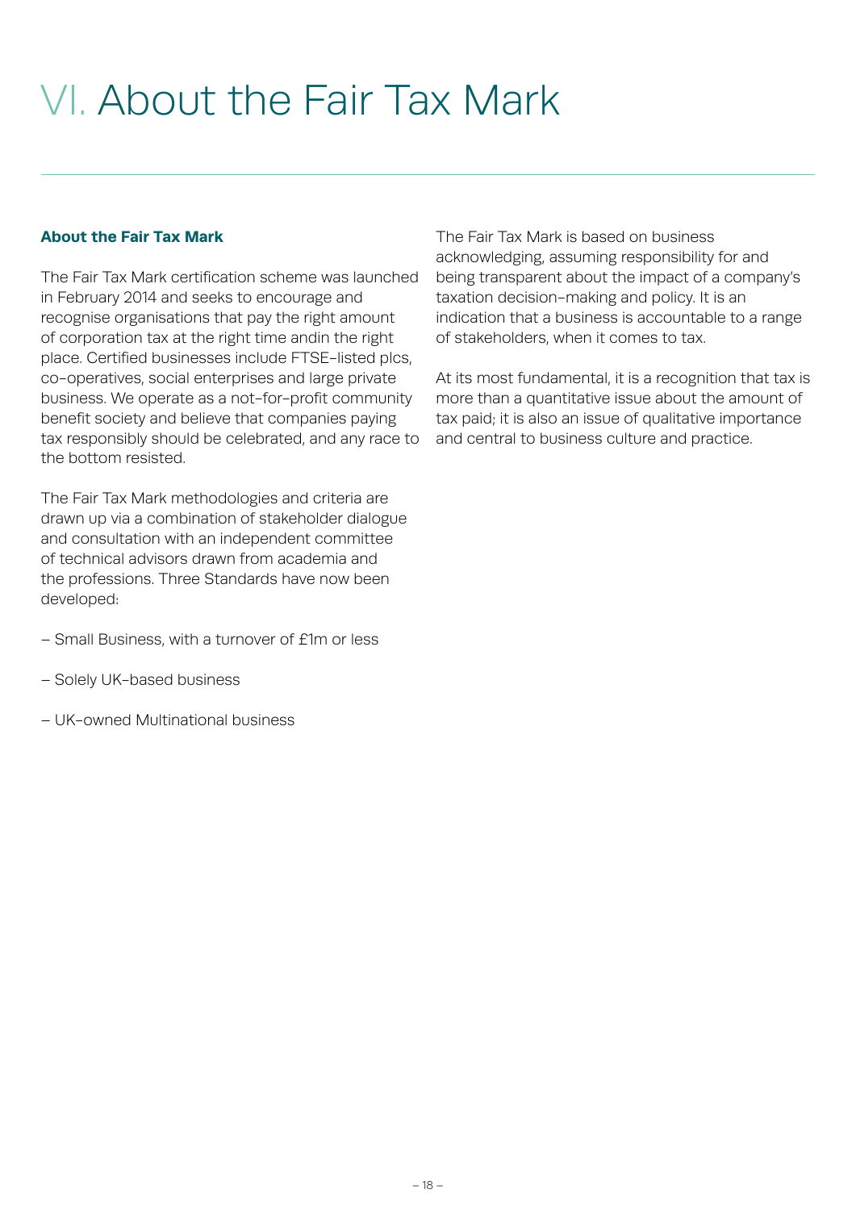# VI. About the Fair Tax Mark

### About the Fair Tax Mark

The Fair Tax Mark certification scheme was launched in February 2014 and seeks to encourage and recognise organisations that pay the right amount of corporation tax at the right time andin the right place. Certified businesses include FTSE-listed plcs, co-operatives, social enterprises and large private business. We operate as a not-for-profit community benefit society and believe that companies paying tax responsibly should be celebrated, and any race to the bottom resisted.

The Fair Tax Mark methodologies and criteria are drawn up via a combination of stakeholder dialogue and consultation with an independent committee of technical advisors drawn from academia and the professions. Three Standards have now been developed:

– Small Business, with a turnover of £1m or less

– Solely UK-based business

– UK-owned Multinational business

The Fair Tax Mark is based on business acknowledging, assuming responsibility for and being transparent about the impact of a company's taxation decision-making and policy. It is an indication that a business is accountable to a range of stakeholders, when it comes to tax.

At its most fundamental, it is a recognition that tax is more than a quantitative issue about the amount of tax paid; it is also an issue of qualitative importance and central to business culture and practice.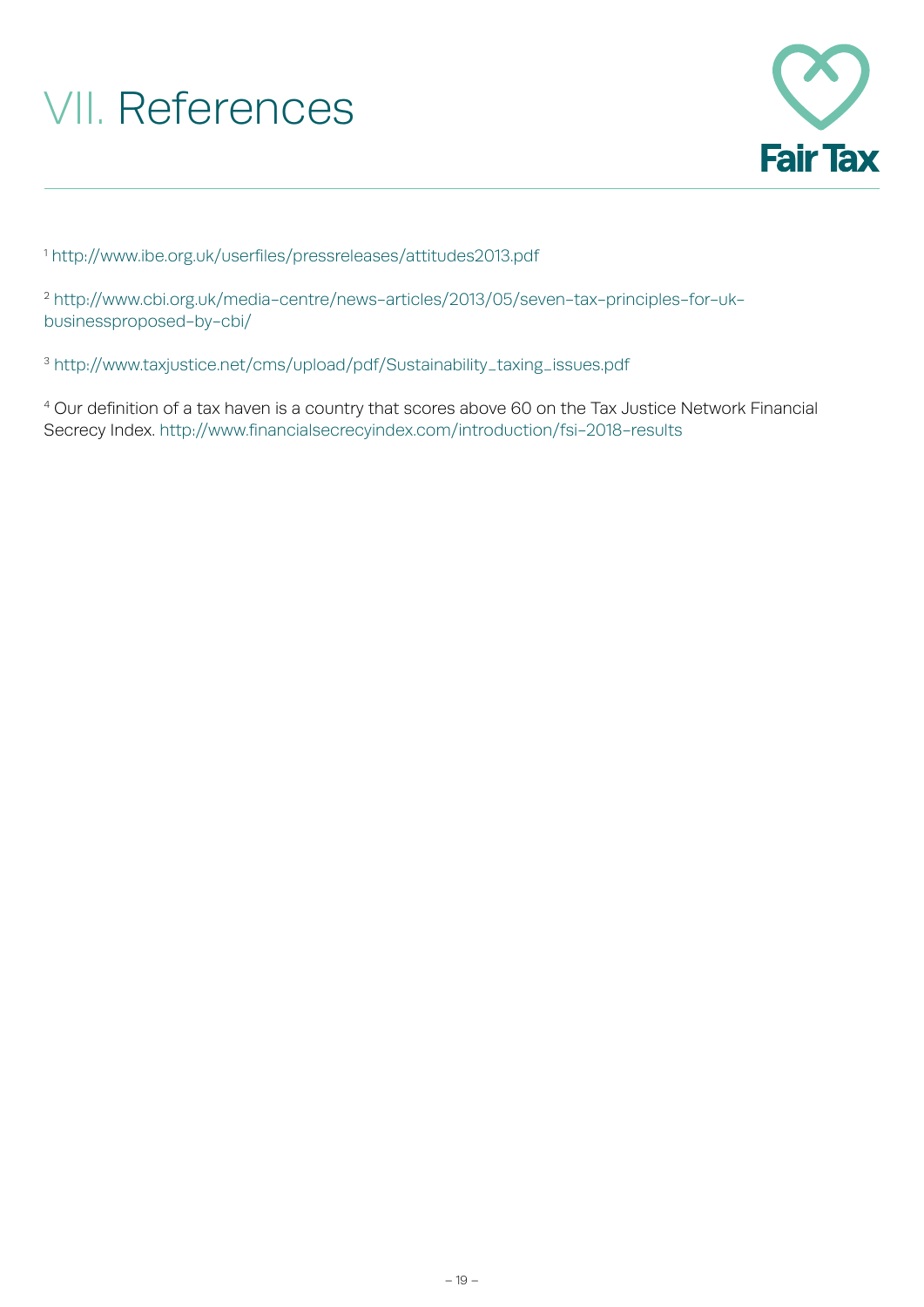# VII. References

[1] http://www.ibe.org.uk/userfiles/pressreleases/attitudes2013.pdf

[2] http://www.cbi.org.uk/media-centre/news-articles/2013/05/seven-tax-principles-for-uk-businessproposed-by-cbi/

[3] http://www.taxjustice.net/cms/upload/pdf/Sustainability_taxing_issues.pdf

[4] Our definition of a tax haven is a country that scores above 60 on the Tax Justice Network Financial Secrecy Index. http://www.financialsecrecyindex.com/introduction/fsi-2018-results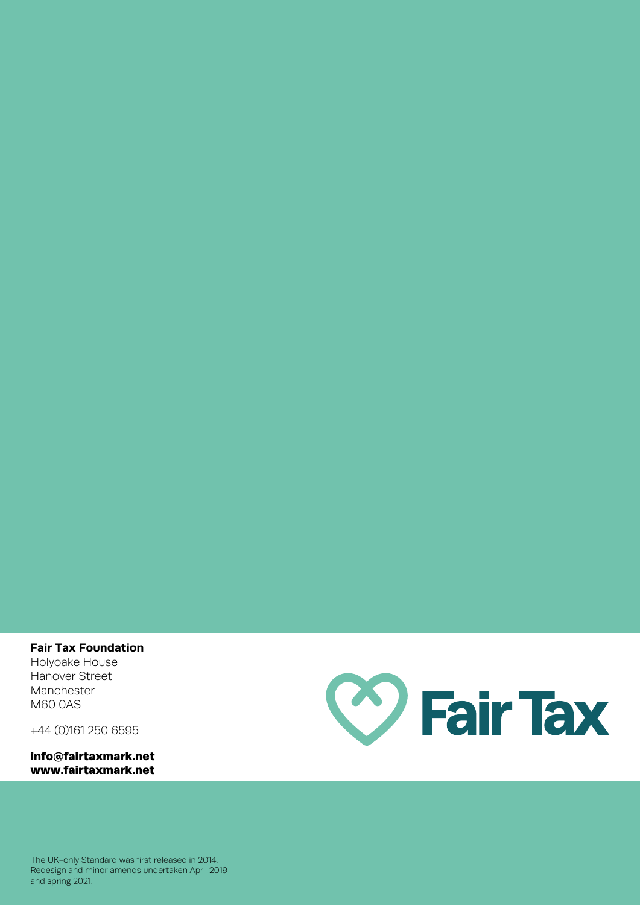**Fair Tax Foundation**
Holyoake House
Hanover Street
Manchester
M60 0AS

+44 (0)161 250 6595

**info@fairtaxmark.net**
**www.fairtaxmark.net**

Fair Tax

The UK-only Standard was first released in 2014.
Redesign and minor amends undertaken April 2019
and spring 2021.